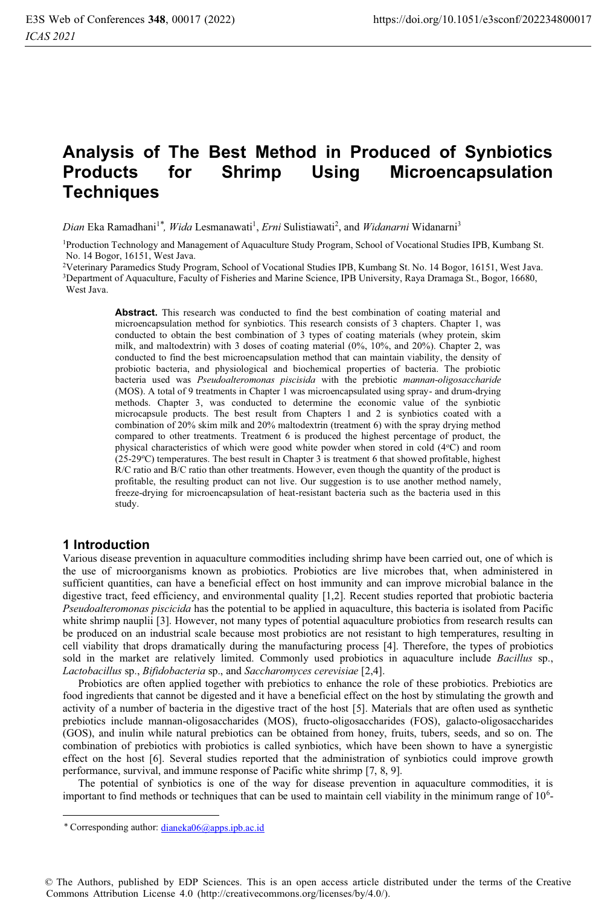# Analysis of The Best Method in Produced of Synbiotics Products for Shrimp Using Microencapsulation Techniques

*Dian* Eka Ramadhani[1*], *Wida* Lesmanawati[1], *Erni* Sulistiawati[2], and *Widanarni* Widanarni[3]

[1]Production Technology and Management of Aquaculture Study Program, School of Vocational Studies IPB, Kumbang St. No. 14 Bogor, 16151, West Java.

[2]Veterinary Paramedics Study Program, School of Vocational Studies IPB, Kumbang St. No. 14 Bogor, 16151, West Java.

[3]Department of Aquaculture, Faculty of Fisheries and Marine Science, IPB University, Raya Dramaga St., Bogor, 16680, West Java.

**Abstract.** This research was conducted to find the best combination of coating material and microencapsulation method for synbiotics. This research consists of 3 chapters. Chapter 1, was conducted to obtain the best combination of 3 types of coating materials (whey protein, skim milk, and maltodextrin) with 3 doses of coating material (0%, 10%, and 20%). Chapter 2, was conducted to find the best microencapsulation method that can maintain viability, the density of probiotic bacteria, and physiological and biochemical properties of bacteria. The probiotic bacteria used was *Pseudoalteromonas piscisida* with the prebiotic *mannan-oligosaccharide* (MOS). A total of 9 treatments in Chapter 1 was microencapsulated using spray- and drum-drying methods. Chapter 3, was conducted to determine the economic value of the synbiotic microcapsule products. The best result from Chapters 1 and 2 is synbiotics coated with a combination of 20% skim milk and 20% maltodextrin (treatment 6) with the spray drying method compared to other treatments. Treatment 6 is produced the highest percentage of product, the physical characteristics of which were good white powder when stored in cold (4°C) and room (25-29°C) temperatures. The best result in Chapter 3 is treatment 6 that showed profitable, highest R/C ratio and B/C ratio than other treatments. However, even though the quantity of the product is profitable, the resulting product can not live. Our suggestion is to use another method namely, freeze-drying for microencapsulation of heat-resistant bacteria such as the bacteria used in this study.

## 1 Introduction

Various disease prevention in aquaculture commodities including shrimp have been carried out, one of which is the use of microorganisms known as probiotics. Probiotics are live microbes that, when administered in sufficient quantities, can have a beneficial effect on host immunity and can improve microbial balance in the digestive tract, feed efficiency, and environmental quality [1,2]. Recent studies reported that probiotic bacteria *Pseudoalteromonas piscicida* has the potential to be applied in aquaculture, this bacteria is isolated from Pacific white shrimp nauplii [3]. However, not many types of potential aquaculture probiotics from research results can be produced on an industrial scale because most probiotics are not resistant to high temperatures, resulting in cell viability that drops dramatically during the manufacturing process [4]. Therefore, the types of probiotics sold in the market are relatively limited. Commonly used probiotics in aquaculture include *Bacillus* sp., *Lactobacillus* sp., *Bifidobacteria* sp., and *Saccharomyces cerevisiae* [2,4].

Probiotics are often applied together with prebiotics to enhance the role of these probiotics. Prebiotics are food ingredients that cannot be digested and it have a beneficial effect on the host by stimulating the growth and activity of a number of bacteria in the digestive tract of the host [5]. Materials that are often used as synthetic prebiotics include mannan-oligosaccharides (MOS), fructo-oligosaccharides (FOS), galacto-oligosaccharides (GOS), and inulin while natural prebiotics can be obtained from honey, fruits, tubers, seeds, and so on. The combination of prebiotics with probiotics is called synbiotics, which have been shown to have a synergistic effect on the host [6]. Several studies reported that the administration of synbiotics could improve growth performance, survival, and immune response of Pacific white shrimp [7, 8, 9].

The potential of synbiotics is one of the way for disease prevention in aquaculture commodities, it is important to find methods or techniques that can be used to maintain cell viability in the minimum range of $10^6$-

---

* Corresponding author: dianeka06@apps.ipb.ac.id

© The Authors, published by EDP Sciences. This is an open access article distributed under the terms of the Creative Commons Attribution License 4.0 (http://creativecommons.org/licenses/by/4.0/).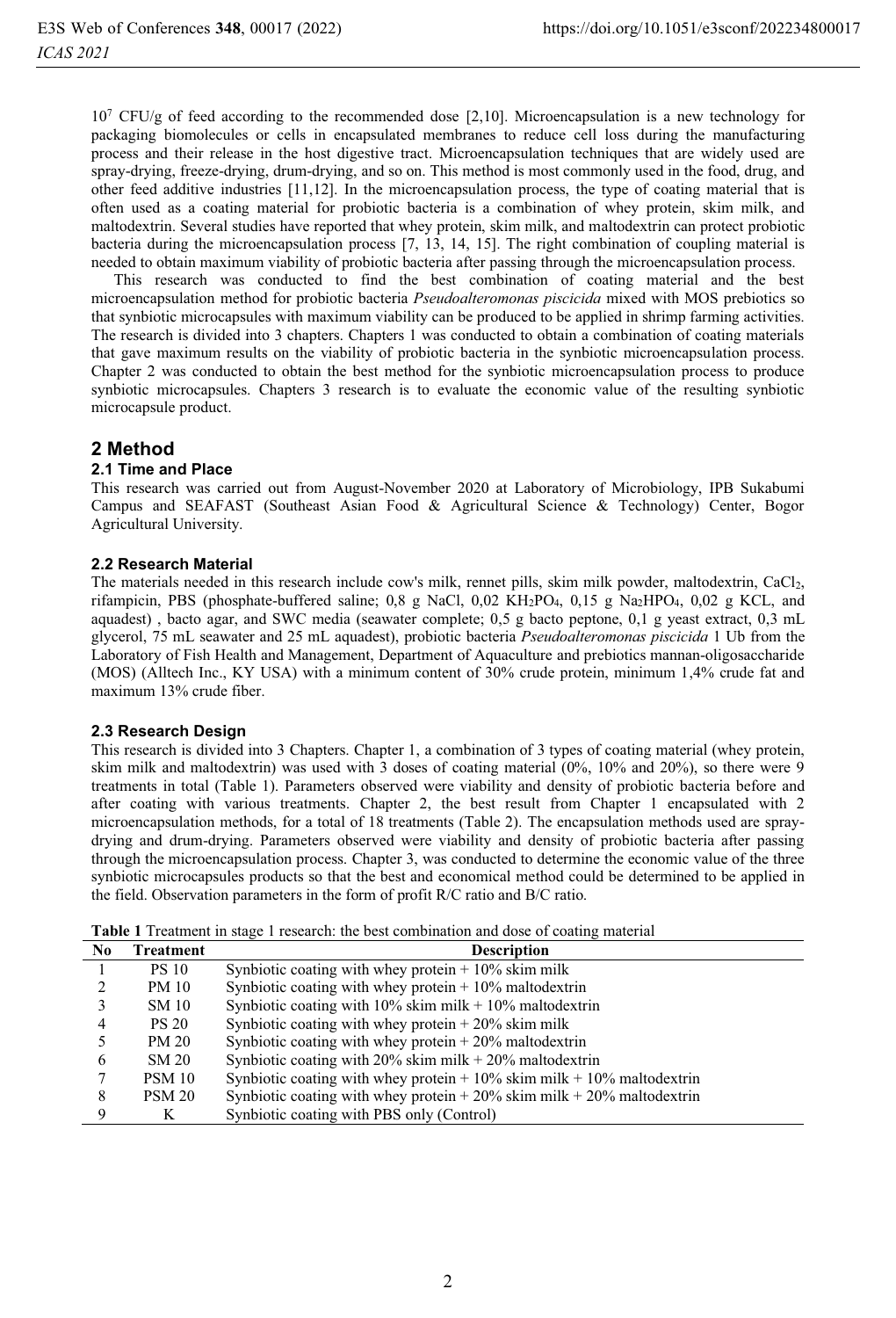$10^7$ CFU/g of feed according to the recommended dose [2,10]. Microencapsulation is a new technology for packaging biomolecules or cells in encapsulated membranes to reduce cell loss during the manufacturing process and their release in the host digestive tract. Microencapsulation techniques that are widely used are spray-drying, freeze-drying, drum-drying, and so on. This method is most commonly used in the food, drug, and other feed additive industries [11,12]. In the microencapsulation process, the type of coating material that is often used as a coating material for probiotic bacteria is a combination of whey protein, skim milk, and maltodextrin. Several studies have reported that whey protein, skim milk, and maltodextrin can protect probiotic bacteria during the microencapsulation process [7, 13, 14, 15]. The right combination of coupling material is needed to obtain maximum viability of probiotic bacteria after passing through the microencapsulation process.

This research was conducted to find the best combination of coating material and the best microencapsulation method for probiotic bacteria *Pseudoalteromonas piscicida* mixed with MOS prebiotics so that synbiotic microcapsules with maximum viability can be produced to be applied in shrimp farming activities. The research is divided into 3 chapters. Chapters 1 was conducted to obtain a combination of coating materials that gave maximum results on the viability of probiotic bacteria in the synbiotic microencapsulation process. Chapter 2 was conducted to obtain the best method for the synbiotic microencapsulation process to produce synbiotic microcapsules. Chapters 3 research is to evaluate the economic value of the resulting synbiotic microcapsule product.

## 2 Method

### 2.1 Time and Place

This research was carried out from August-November 2020 at Laboratory of Microbiology, IPB Sukabumi Campus and SEAFAST (Southeast Asian Food & Agricultural Science & Technology) Center, Bogor Agricultural University.

### 2.2 Research Material

The materials needed in this research include cow's milk, rennet pills, skim milk powder, maltodextrin, $CaCl_2$, rifampicin, PBS (phosphate-buffered saline; 0,8 g NaCl, 0,02 $KH_2PO_4$, 0,15 g $Na_2HPO_4$, 0,02 g KCL, and aquadest) , bacto agar, and SWC media (seawater complete; 0,5 g bacto peptone, 0,1 g yeast extract, 0,3 mL glycerol, 75 mL seawater and 25 mL aquadest), probiotic bacteria *Pseudoalteromonas piscicida* 1 Ub from the Laboratory of Fish Health and Management, Department of Aquaculture and prebiotics mannan-oligosaccharide (MOS) (Alltech Inc., KY USA) with a minimum content of 30% crude protein, minimum 1,4% crude fat and maximum 13% crude fiber.

### 2.3 Research Design

This research is divided into 3 Chapters. Chapter 1, a combination of 3 types of coating material (whey protein, skim milk and maltodextrin) was used with 3 doses of coating material (0%, 10% and 20%), so there were 9 treatments in total (Table 1). Parameters observed were viability and density of probiotic bacteria before and after coating with various treatments. Chapter 2, the best result from Chapter 1 encapsulated with 2 microencapsulation methods, for a total of 18 treatments (Table 2). The encapsulation methods used are spray-drying and drum-drying. Parameters observed were viability and density of probiotic bacteria after passing through the microencapsulation process. Chapter 3, was conducted to determine the economic value of the three synbiotic microcapsules products so that the best and economical method could be determined to be applied in the field. Observation parameters in the form of profit R/C ratio and B/C ratio.

**Table 1** Treatment in stage 1 research: the best combination and dose of coating material

| No | Treatment | Description |
|---|---|---|
| 1 | PS 10 | Synbiotic coating with whey protein + 10% skim milk |
| 2 | PM 10 | Synbiotic coating with whey protein + 10% maltodextrin |
| 3 | SM 10 | Synbiotic coating with 10% skim milk + 10% maltodextrin |
| 4 | PS 20 | Synbiotic coating with whey protein + 20% skim milk |
| 5 | PM 20 | Synbiotic coating with whey protein + 20% maltodextrin |
| 6 | SM 20 | Synbiotic coating with 20% skim milk + 20% maltodextrin |
| 7 | PSM 10 | Synbiotic coating with whey protein + 10% skim milk + 10% maltodextrin |
| 8 | PSM 20 | Synbiotic coating with whey protein + 20% skim milk + 20% maltodextrin |
| 9 | K | Synbiotic coating with PBS only (Control) |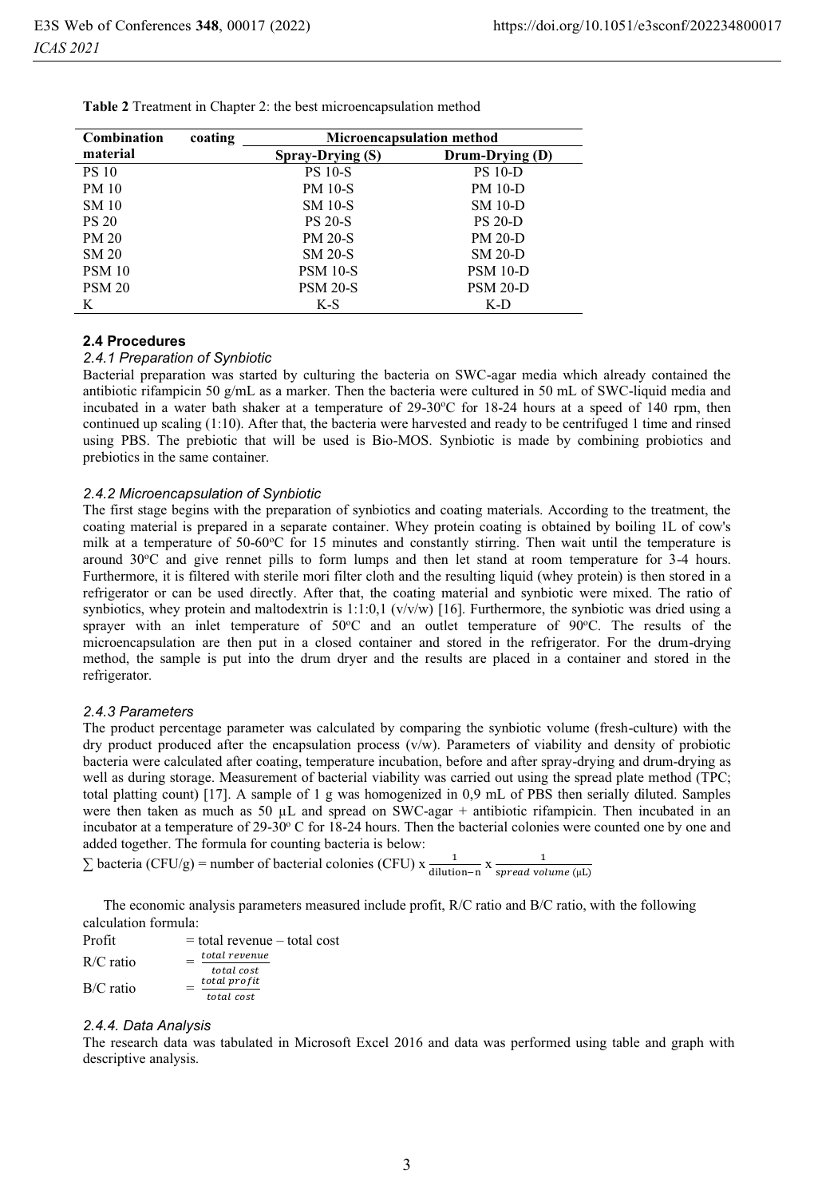**Table 2** Treatment in Chapter 2: the best microencapsulation method

| Combination coating material | Microencapsulation method | |
|---|---|---|
| | Spray-Drying (S) | Drum-Drying (D) |
| PS 10 | PS 10-S | PS 10-D |
| PM 10 | PM 10-S | PM 10-D |
| SM 10 | SM 10-S | SM 10-D |
| PS 20 | PS 20-S | PS 20-D |
| PM 20 | PM 20-S | PM 20-D |
| SM 20 | SM 20-S | SM 20-D |
| PSM 10 | PSM 10-S | PSM 10-D |
| PSM 20 | PSM 20-S | PSM 20-D |
| K | K-S | K-D |

### 2.4 Procedures

#### *2.4.1 Preparation of Synbiotic*

Bacterial preparation was started by culturing the bacteria on SWC-agar media which already contained the antibiotic rifampicin 50 g/mL as a marker. Then the bacteria were cultured in 50 mL of SWC-liquid media and incubated in a water bath shaker at a temperature of 29-30°C for 18-24 hours at a speed of 140 rpm, then continued up scaling (1:10). After that, the bacteria were harvested and ready to be centrifuged 1 time and rinsed using PBS. The prebiotic that will be used is Bio-MOS. Synbiotic is made by combining probiotics and prebiotics in the same container.

#### *2.4.2 Microencapsulation of Synbiotic*

The first stage begins with the preparation of synbiotics and coating materials. According to the treatment, the coating material is prepared in a separate container. Whey protein coating is obtained by boiling 1L of cow's milk at a temperature of 50-60°C for 15 minutes and constantly stirring. Then wait until the temperature is around 30°C and give rennet pills to form lumps and then let stand at room temperature for 3-4 hours. Furthermore, it is filtered with sterile mori filter cloth and the resulting liquid (whey protein) is then stored in a refrigerator or can be used directly. After that, the coating material and synbiotic were mixed. The ratio of synbiotics, whey protein and maltodextrin is 1:1:0,1 (v/v/w) [16]. Furthermore, the synbiotic was dried using a sprayer with an inlet temperature of 50°C and an outlet temperature of 90°C. The results of the microencapsulation are then put in a closed container and stored in the refrigerator. For the drum-drying method, the sample is put into the drum dryer and the results are placed in a container and stored in the refrigerator.

#### *2.4.3 Parameters*

The product percentage parameter was calculated by comparing the synbiotic volume (fresh-culture) with the dry product produced after the encapsulation process (v/w). Parameters of viability and density of probiotic bacteria were calculated after coating, temperature incubation, before and after spray-drying and drum-drying as well as during storage. Measurement of bacterial viability was carried out using the spread plate method (TPC; total platting count) [17]. A sample of 1 g was homogenized in 0,9 mL of PBS then serially diluted. Samples were then taken as much as 50 µL and spread on SWC-agar + antibiotic rifampicin. Then incubated in an incubator at a temperature of 29-30° C for 18-24 hours. Then the bacterial colonies were counted one by one and added together. The formula for counting bacteria is below:

$$\sum \text{bacteria (CFU/g)} = \text{number of bacterial colonies (CFU)} \times \frac{1}{\text{dilution}-n} \times \frac{1}{\textit{spread volume}\ (\mu\text{L})}$$

The economic analysis parameters measured include profit, R/C ratio and B/C ratio, with the following calculation formula:

$$\text{Profit} = \text{total revenue} - \text{total cost}$$

$$\text{R/C ratio} = \frac{\textit{total revenue}}{\textit{total cost}}$$

$$\text{B/C ratio} = \frac{\textit{total profit}}{\textit{total cost}}$$

#### *2.4.4. Data Analysis*

The research data was tabulated in Microsoft Excel 2016 and data was performed using table and graph with descriptive analysis.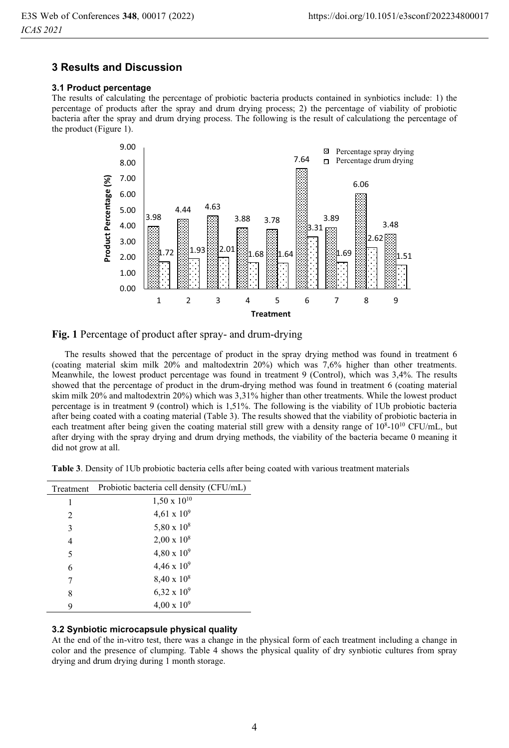## 3 Results and Discussion

### 3.1 Product percentage

The results of calculating the percentage of probiotic bacteria products contained in synbiotics include: 1) the percentage of products after the spray and drum drying process; 2) the percentage of viability of probiotic bacteria after the spray and drum drying process. The following is the result of calculationg the percentage of the product (Figure 1).

Product Percentage (%)

9.00
8.00
7.00
6.00
5.00
4.00
3.00
2.00
1.00
0.00

Percentage spray drying
Percentage drum drying

3.98 1.72
4.44 1.93
4.63 2.01
3.88 1.68
3.78 1.64
7.64 3.31
3.89 1.69
6.06 2.62
3.48 1.51

1 2 3 4 5 6 7 8 9

Treatment

**Fig. 1** Percentage of product after spray- and drum-drying

The results showed that the percentage of product in the spray drying method was found in treatment 6 (coating material skim milk 20% and maltodextrin 20%) which was 7,6% higher than other treatments. Meanwhile, the lowest product percentage was found in treatment 9 (Control), which was 3,4%. The results showed that the percentage of product in the drum-drying method was found in treatment 6 (coating material skim milk 20% and maltodextrin 20%) which was 3,31% higher than other treatments. While the lowest product percentage is in treatment 9 (control) which is 1,51%. The following is the viability of 1Ub probiotic bacteria after being coated with a coating material (Table 3). The results showed that the viability of probiotic bacteria in each treatment after being given the coating material still grew with a density range of $10^8$-$10^{10}$ CFU/mL, but after drying with the spray drying and drum drying methods, the viability of the bacteria became 0 meaning it did not grow at all.

**Table 3**. Density of 1Ub probiotic bacteria cells after being coated with various treatment materials

| Treatment | Probiotic bacteria cell density (CFU/mL) |
|---|---|
| 1 | $1,50 \times 10^{10}$ |
| 2 | $4,61 \times 10^{9}$ |
| 3 | $5,80 \times 10^{8}$ |
| 4 | $2,00 \times 10^{8}$ |
| 5 | $4,80 \times 10^{9}$ |
| 6 | $4,46 \times 10^{9}$ |
| 7 | $8,40 \times 10^{8}$ |
| 8 | $6,32 \times 10^{9}$ |
| 9 | $4,00 \times 10^{9}$ |

### 3.2 Synbiotic microcapsule physical quality

At the end of the in-vitro test, there was a change in the physical form of each treatment including a change in color and the presence of clumping. Table 4 shows the physical quality of dry synbiotic cultures from spray drying and drum drying during 1 month storage.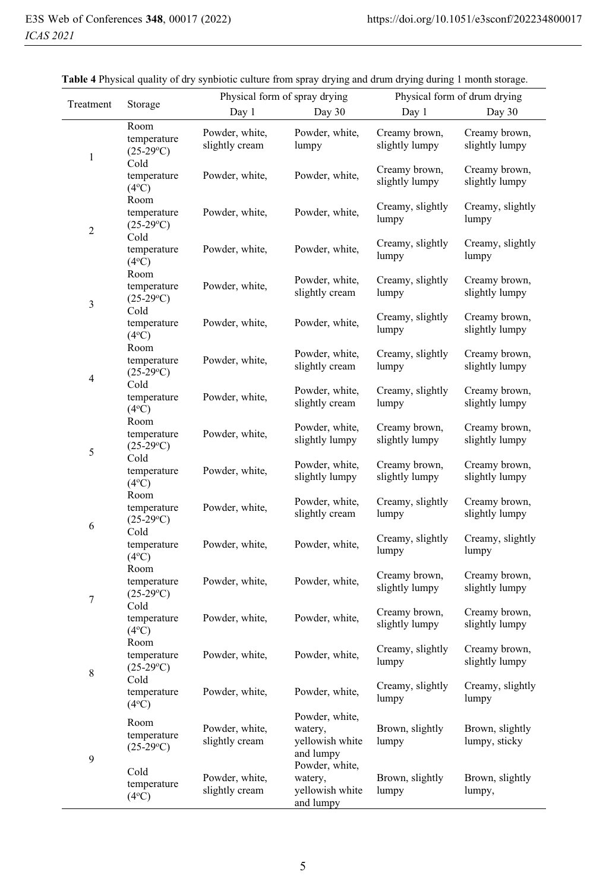**Table 4** Physical quality of dry synbiotic culture from spray drying and drum drying during 1 month storage.

| Treatment | Storage | Physical form of spray drying | | Physical form of drum drying | |
|---|---|---|---|---|---|
| | | Day 1 | Day 30 | Day 1 | Day 30 |
| 1 | Room temperature (25-29°C) | Powder, white, slightly cream | Powder, white, lumpy | Creamy brown, slightly lumpy | Creamy brown, slightly lumpy |
| | Cold temperature (4°C) | Powder, white, | Powder, white, | Creamy brown, slightly lumpy | Creamy brown, slightly lumpy |
| 2 | Room temperature (25-29°C) | Powder, white, | Powder, white, | Creamy, slightly lumpy | Creamy, slightly lumpy |
| | Cold temperature (4°C) | Powder, white, | Powder, white, | Creamy, slightly lumpy | Creamy, slightly lumpy |
| 3 | Room temperature (25-29°C) | Powder, white, | Powder, white, slightly cream | Creamy, slightly lumpy | Creamy brown, slightly lumpy |
| | Cold temperature (4°C) | Powder, white, | Powder, white, | Creamy, slightly lumpy | Creamy brown, slightly lumpy |
| 4 | Room temperature (25-29°C) | Powder, white, | Powder, white, slightly cream | Creamy, slightly lumpy | Creamy brown, slightly lumpy |
| | Cold temperature (4°C) | Powder, white, | Powder, white, slightly cream | Creamy, slightly lumpy | Creamy brown, slightly lumpy |
| 5 | Room temperature (25-29°C) | Powder, white, | Powder, white, slightly lumpy | Creamy brown, slightly lumpy | Creamy brown, slightly lumpy |
| | Cold temperature (4°C) | Powder, white, | Powder, white, slightly lumpy | Creamy brown, slightly lumpy | Creamy brown, slightly lumpy |
| 6 | Room temperature (25-29°C) | Powder, white, | Powder, white, slightly cream | Creamy, slightly lumpy | Creamy brown, slightly lumpy |
| | Cold temperature (4°C) | Powder, white, | Powder, white, | Creamy, slightly lumpy | Creamy, slightly lumpy |
| 7 | Room temperature (25-29°C) | Powder, white, | Powder, white, | Creamy brown, slightly lumpy | Creamy brown, slightly lumpy |
| | Cold temperature (4°C) | Powder, white, | Powder, white, | Creamy brown, slightly lumpy | Creamy brown, slightly lumpy |
| 8 | Room temperature (25-29°C) | Powder, white, | Powder, white, | Creamy, slightly lumpy | Creamy brown, slightly lumpy |
| | Cold temperature (4°C) | Powder, white, | Powder, white, | Creamy, slightly lumpy | Creamy, slightly lumpy |
| 9 | Room temperature (25-29°C) | Powder, white, slightly cream | Powder, white, watery, yellowish white and lumpy | Brown, slightly lumpy | Brown, slightly lumpy, sticky |
| | Cold temperature (4°C) | Powder, white, slightly cream | Powder, white, watery, yellowish white and lumpy | Brown, slightly lumpy | Brown, slightly lumpy, |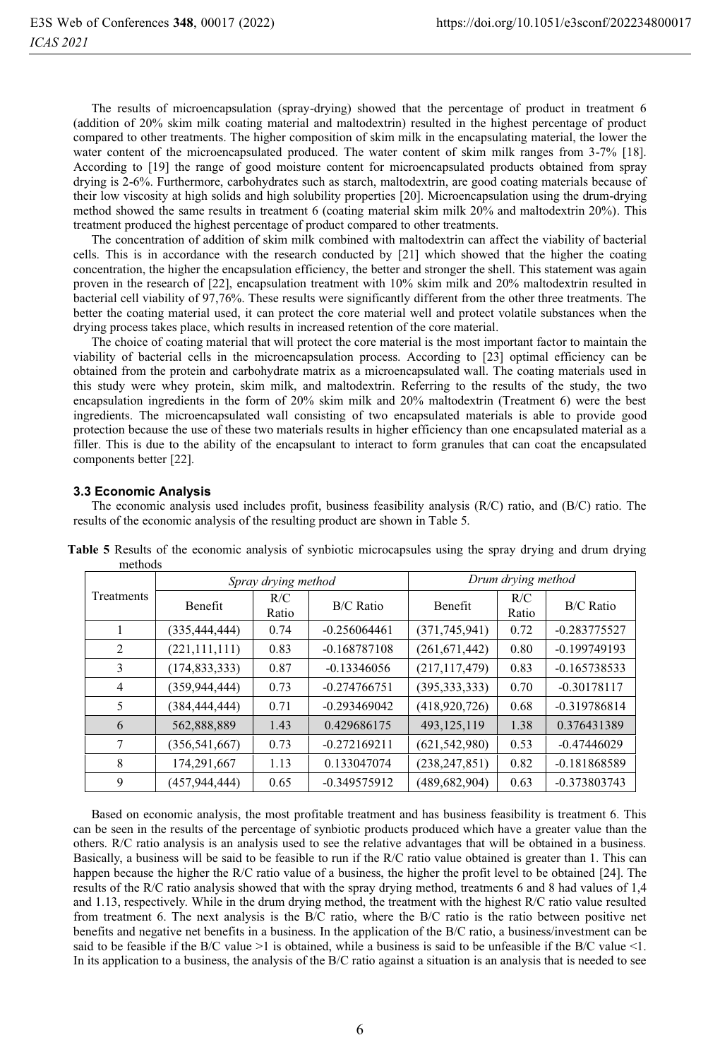The results of microencapsulation (spray-drying) showed that the percentage of product in treatment 6 (addition of 20% skim milk coating material and maltodextrin) resulted in the highest percentage of product compared to other treatments. The higher composition of skim milk in the encapsulating material, the lower the water content of the microencapsulated produced. The water content of skim milk ranges from 3-7% [18]. According to [19] the range of good moisture content for microencapsulated products obtained from spray drying is 2-6%. Furthermore, carbohydrates such as starch, maltodextrin, are good coating materials because of their low viscosity at high solids and high solubility properties [20]. Microencapsulation using the drum-drying method showed the same results in treatment 6 (coating material skim milk 20% and maltodextrin 20%). This treatment produced the highest percentage of product compared to other treatments.

The concentration of addition of skim milk combined with maltodextrin can affect the viability of bacterial cells. This is in accordance with the research conducted by [21] which showed that the higher the coating concentration, the higher the encapsulation efficiency, the better and stronger the shell. This statement was again proven in the research of [22], encapsulation treatment with 10% skim milk and 20% maltodextrin resulted in bacterial cell viability of 97,76%. These results were significantly different from the other three treatments. The better the coating material used, it can protect the core material well and protect volatile substances when the drying process takes place, which results in increased retention of the core material.

The choice of coating material that will protect the core material is the most important factor to maintain the viability of bacterial cells in the microencapsulation process. According to [23] optimal efficiency can be obtained from the protein and carbohydrate matrix as a microencapsulated wall. The coating materials used in this study were whey protein, skim milk, and maltodextrin. Referring to the results of the study, the two encapsulation ingredients in the form of 20% skim milk and 20% maltodextrin (Treatment 6) were the best ingredients. The microencapsulated wall consisting of two encapsulated materials is able to provide good protection because the use of these two materials results in higher efficiency than one encapsulated material as a filler. This is due to the ability of the encapsulant to interact to form granules that can coat the encapsulated components better [22].

### 3.3 Economic Analysis

The economic analysis used includes profit, business feasibility analysis (R/C) ratio, and (B/C) ratio. The results of the economic analysis of the resulting product are shown in Table 5.

**Table 5** Results of the economic analysis of synbiotic microcapsules using the spray drying and drum drying methods

| Treatments | *Spray drying method* | | | *Drum drying method* | | |
|---|---|---|---|---|---|---|
| | Benefit | R/C Ratio | B/C Ratio | Benefit | R/C Ratio | B/C Ratio |
| 1 | (335,444,444) | 0.74 | -0.256064461 | (371,745,941) | 0.72 | -0.283775527 |
| 2 | (221,111,111) | 0.83 | -0.168787108 | (261,671,442) | 0.80 | -0.199749193 |
| 3 | (174,833,333) | 0.87 | -0.13346056 | (217,117,479) | 0.83 | -0.165738533 |
| 4 | (359,944,444) | 0.73 | -0.274766751 | (395,333,333) | 0.70 | -0.30178117 |
| 5 | (384,444,444) | 0.71 | -0.293469042 | (418,920,726) | 0.68 | -0.319786814 |
| 6 | 562,888,889 | 1.43 | 0.429686175 | 493,125,119 | 1.38 | 0.376431389 |
| 7 | (356,541,667) | 0.73 | -0.272169211 | (621,542,980) | 0.53 | -0.47446029 |
| 8 | 174,291,667 | 1.13 | 0.133047074 | (238,247,851) | 0.82 | -0.181868589 |
| 9 | (457,944,444) | 0.65 | -0.349575912 | (489,682,904) | 0.63 | -0.373803743 |

Based on economic analysis, the most profitable treatment and has business feasibility is treatment 6. This can be seen in the results of the percentage of synbiotic products produced which have a greater value than the others. R/C ratio analysis is an analysis used to see the relative advantages that will be obtained in a business. Basically, a business will be said to be feasible to run if the R/C ratio value obtained is greater than 1. This can happen because the higher the R/C ratio value of a business, the higher the profit level to be obtained [24]. The results of the R/C ratio analysis showed that with the spray drying method, treatments 6 and 8 had values of 1,4 and 1.13, respectively. While in the drum drying method, the treatment with the highest R/C ratio value resulted from treatment 6. The next analysis is the B/C ratio, where the B/C ratio is the ratio between positive net benefits and negative net benefits in a business. In the application of the B/C ratio, a business/investment can be said to be feasible if the B/C value >1 is obtained, while a business is said to be unfeasible if the B/C value <1. In its application to a business, the analysis of the B/C ratio against a situation is an analysis that is needed to see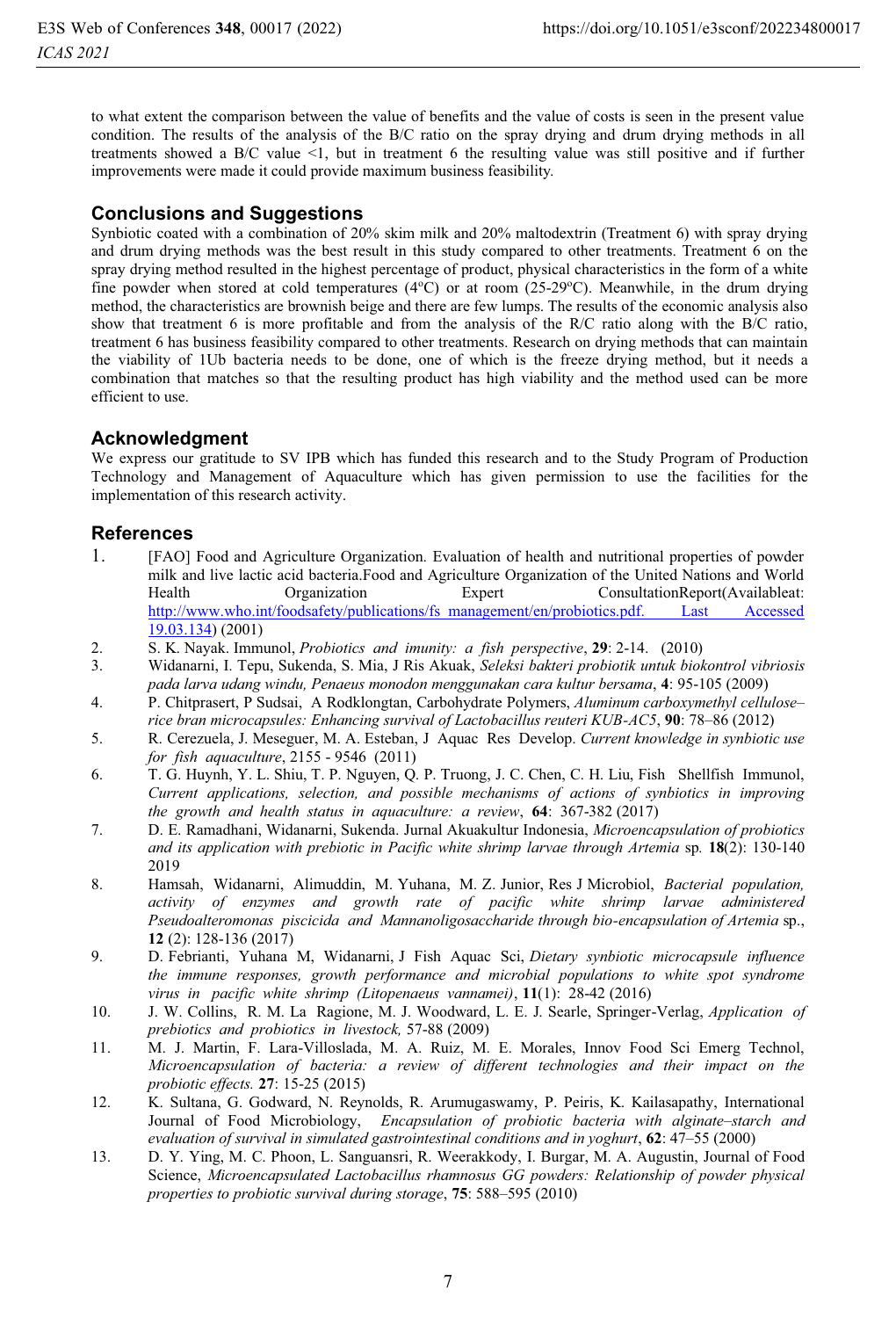to what extent the comparison between the value of benefits and the value of costs is seen in the present value condition. The results of the analysis of the B/C ratio on the spray drying and drum drying methods in all treatments showed a B/C value <1, but in treatment 6 the resulting value was still positive and if further improvements were made it could provide maximum business feasibility.

## Conclusions and Suggestions

Synbiotic coated with a combination of 20% skim milk and 20% maltodextrin (Treatment 6) with spray drying and drum drying methods was the best result in this study compared to other treatments. Treatment 6 on the spray drying method resulted in the highest percentage of product, physical characteristics in the form of a white fine powder when stored at cold temperatures (4$^{o}$C) or at room (25-29$^{o}$C). Meanwhile, in the drum drying method, the characteristics are brownish beige and there are few lumps. The results of the economic analysis also show that treatment 6 is more profitable and from the analysis of the R/C ratio along with the B/C ratio, treatment 6 has business feasibility compared to other treatments. Research on drying methods that can maintain the viability of 1Ub bacteria needs to be done, one of which is the freeze drying method, but it needs a combination that matches so that the resulting product has high viability and the method used can be more efficient to use.

## Acknowledgment

We express our gratitude to SV IPB which has funded this research and to the Study Program of Production Technology and Management of Aquaculture which has given permission to use the facilities for the implementation of this research activity.

## References

1. [FAO] Food and Agriculture Organization. Evaluation of health and nutritional properties of powder milk and live lactic acid bacteria.Food and Agriculture Organization of the United Nations and World Health Organization Expert ConsultationReport(Availableat: http://www.who.int/foodsafety/publications/fs_management/en/probiotics.pdf. Last Accessed 19.03.134) (2001)
2. S. K. Nayak. Immunol, *Probiotics and imunity: a fish perspective*, **29**: 2-14. (2010)
3. Widanarni, I. Tepu, Sukenda, S. Mia, J Ris Akuak, *Seleksi bakteri probiotik untuk biokontrol vibriosis pada larva udang windu, Penaeus monodon menggunakan cara kultur bersama*, **4**: 95-105 (2009)
4. P. Chitprasert, P Sudsai, A Rodklongtan, Carbohydrate Polymers, *Aluminum carboxymethyl cellulose–rice bran microcapsules: Enhancing survival of Lactobacillus reuteri KUB-AC5*, **90**: 78–86 (2012)
5. R. Cerezuela, J. Meseguer, M. A. Esteban, J Aquac Res Develop. *Current knowledge in synbiotic use for fish aquaculture*, 2155 - 9546 (2011)
6. T. G. Huynh, Y. L. Shiu, T. P. Nguyen, Q. P. Truong, J. C. Chen, C. H. Liu, Fish Shellfish Immunol, *Current applications, selection, and possible mechanisms of actions of synbiotics in improving the growth and health status in aquaculture: a review*, **64**: 367-382 (2017)
7. D. E. Ramadhani, Widanarni, Sukenda. Jurnal Akuakultur Indonesia, *Microencapsulation of probiotics and its application with prebiotic in Pacific white shrimp larvae through Artemia* sp. **18**(2): 130-140 2019
8. Hamsah, Widanarni, Alimuddin, M. Yuhana, M. Z. Junior, Res J Microbiol, *Bacterial population, activity of enzymes and growth rate of pacific white shrimp larvae administered Pseudoalteromonas piscicida and Mannanoligosaccharide through bio-encapsulation of Artemia* sp., **12** (2): 128-136 (2017)
9. D. Febrianti, Yuhana M, Widanarni, J Fish Aquac Sci, *Dietary synbiotic microcapsule influence the immune responses, growth performance and microbial populations to white spot syndrome virus in pacific white shrimp (Litopenaeus vannamei)*, **11**(1): 28-42 (2016)
10. J. W. Collins, R. M. La Ragione, M. J. Woodward, L. E. J. Searle, Springer-Verlag, *Application of prebiotics and probiotics in livestock,* 57-88 (2009)
11. M. J. Martin, F. Lara-Villoslada, M. A. Ruiz, M. E. Morales, Innov Food Sci Emerg Technol, *Microencapsulation of bacteria: a review of different technologies and their impact on the probiotic effects.* **27**: 15-25 (2015)
12. K. Sultana, G. Godward, N. Reynolds, R. Arumugaswamy, P. Peiris, K. Kailasapathy, International Journal of Food Microbiology, *Encapsulation of probiotic bacteria with alginate–starch and evaluation of survival in simulated gastrointestinal conditions and in yoghurt*, **62**: 47–55 (2000)
13. D. Y. Ying, M. C. Phoon, L. Sanguansri, R. Weerakkody, I. Burgar, M. A. Augustin, Journal of Food Science, *Microencapsulated Lactobacillus rhamnosus GG powders: Relationship of powder physical properties to probiotic survival during storage*, **75**: 588–595 (2010)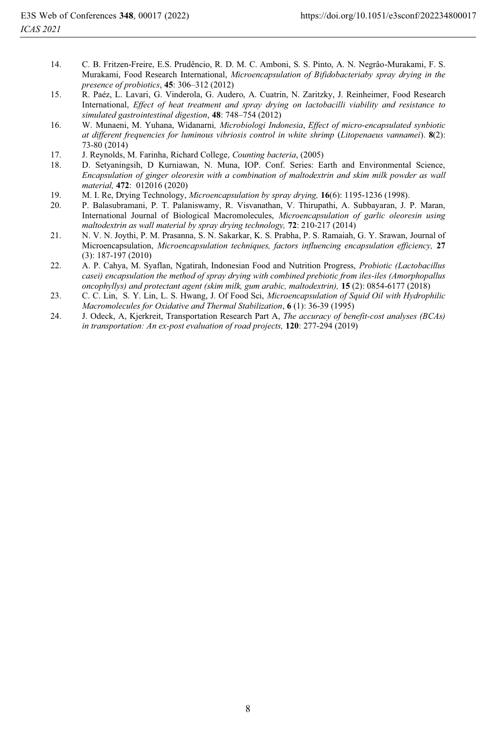14. C. B. Fritzen-Freire, E.S. Prudêncio, R. D. M. C. Amboni, S. S. Pinto, A. N. Negrâo-Murakami, F. S. Murakami, Food Research International, *Microencapsulation of Bifidobacteriaby spray drying in the presence of probiotics*, **45**: 306–312 (2012)
15. R. Paéz, L. Lavari, G. Vinderola, G. Audero, A. Cuatrin, N. Zaritzky, J. Reinheimer, Food Research International, *Effect of heat treatment and spray drying on lactobacilli viability and resistance to simulated gastrointestinal digestion*, **48**: 748–754 (2012)
16. W. Munaeni, M. Yuhana, Widanarni*, Microbiologi Indonesia*, *Effect of micro-encapsulated synbiotic at different frequencies for luminous vibriosis control in white shrimp* (*Litopenaeus vannamei*). **8**(2): 73-80 (2014)
17. J. Reynolds, M. Farinha, Richard College, *Counting bacteria*, (2005)
18. D. Setyaningsih, D Kurniawan, N. Muna, IOP. Conf. Series: Earth and Environmental Science, *Encapsulation of ginger oleoresin with a combination of maltodextrin and skim milk powder as wall material,* **472**: 012016 (2020)
19. M. I. Re, Drying Technology, *Microencapsulation by spray drying,* **16**(6): 1195-1236 (1998).
20. P. Balasubramani, P. T. Palaniswamy, R. Visvanathan, V. Thirupathi, A. Subbayaran, J. P. Maran, International Journal of Biological Macromolecules, *Microencapsulation of garlic oleoresin using maltodextrin as wall material by spray drying technology,* **72**: 210-217 (2014)
21. N. V. N. Joythi, P. M. Prasanna, S. N. Sakarkar, K. S. Prabha, P. S. Ramaiah, G. Y. Srawan, Journal of Microencapsulation, *Microencapsulation techniques, factors influencing encapsulation efficiency,* **27** (3): 187-197 (2010)
22. A. P. Cahya, M. Syaflan, Ngatirah, Indonesian Food and Nutrition Progress, *Probiotic (Lactobacillus casei) encapsulation the method of spray drying with combined prebiotic from iles-iles (Amorphopallus oncophyllys) and protectant agent (skim milk, gum arabic, maltodextrin),* **15** (2): 0854-6177 (2018)
23. C. C. Lin, S. Y. Lin, L. S. Hwang, J. Of Food Sci, *Microencapsulation of Squid Oil with Hydrophilic Macromolecules for Oxidative and Thermal Stabilization*, **6** (1): 36-39 (1995)
24. J. Odeck, A, Kjerkreit, Transportation Research Part A, *The accuracy of benefit-cost analyses (BCAs) in transportation: An ex-post evaluation of road projects,* **120**: 277-294 (2019)